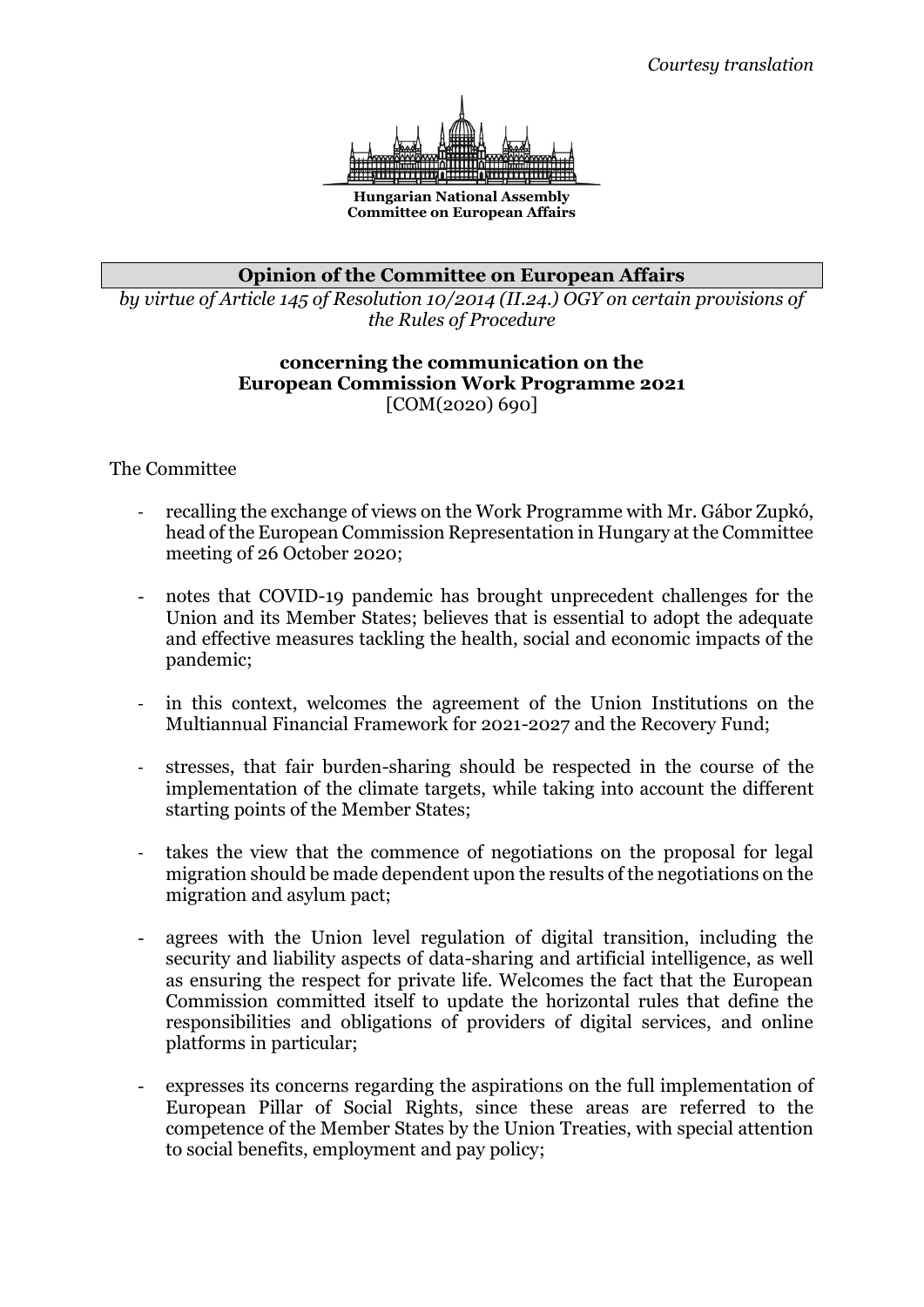*Courtesy translation*

**Hungarian National Assembly**
**Committee on European Affairs**

## Opinion of the Committee on European Affairs

*by virtue of Article 145 of Resolution 10/2014 (II.24.) OGY on certain provisions of the Rules of Procedure*

**concerning the communication on the**
**European Commission Work Programme 2021**
[COM(2020) 690]

The Committee

- recalling the exchange of views on the Work Programme with Mr. Gábor Zupkó, head of the European Commission Representation in Hungary at the Committee meeting of 26 October 2020;

- notes that COVID-19 pandemic has brought unprecedent challenges for the Union and its Member States; believes that is essential to adopt the adequate and effective measures tackling the health, social and economic impacts of the pandemic;

- in this context, welcomes the agreement of the Union Institutions on the Multiannual Financial Framework for 2021-2027 and the Recovery Fund;

- stresses, that fair burden-sharing should be respected in the course of the implementation of the climate targets, while taking into account the different starting points of the Member States;

- takes the view that the commence of negotiations on the proposal for legal migration should be made dependent upon the results of the negotiations on the migration and asylum pact;

- agrees with the Union level regulation of digital transition, including the security and liability aspects of data-sharing and artificial intelligence, as well as ensuring the respect for private life. Welcomes the fact that the European Commission committed itself to update the horizontal rules that define the responsibilities and obligations of providers of digital services, and online platforms in particular;

- expresses its concerns regarding the aspirations on the full implementation of European Pillar of Social Rights, since these areas are referred to the competence of the Member States by the Union Treaties, with special attention to social benefits, employment and pay policy;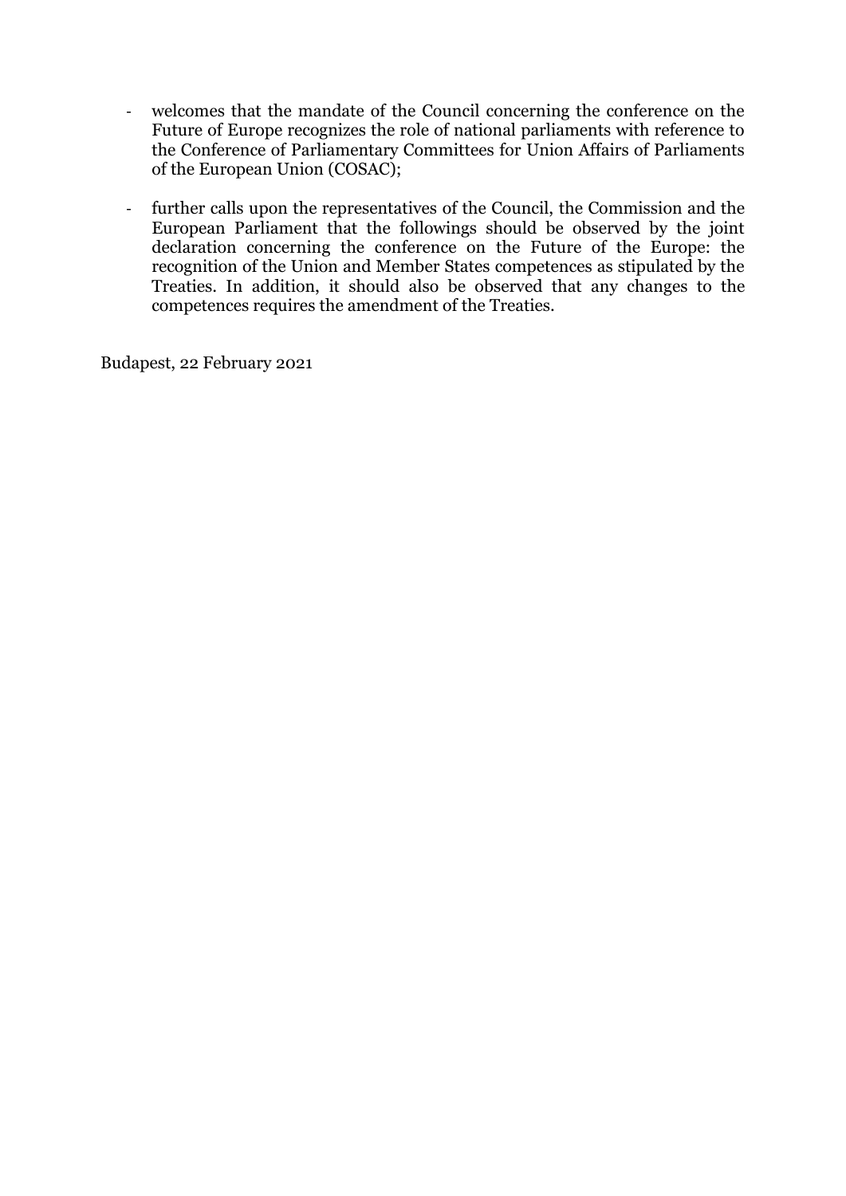- welcomes that the mandate of the Council concerning the conference on the Future of Europe recognizes the role of national parliaments with reference to the Conference of Parliamentary Committees for Union Affairs of Parliaments of the European Union (COSAC);

- further calls upon the representatives of the Council, the Commission and the European Parliament that the followings should be observed by the joint declaration concerning the conference on the Future of the Europe: the recognition of the Union and Member States competences as stipulated by the Treaties. In addition, it should also be observed that any changes to the competences requires the amendment of the Treaties.

Budapest, 22 February 2021